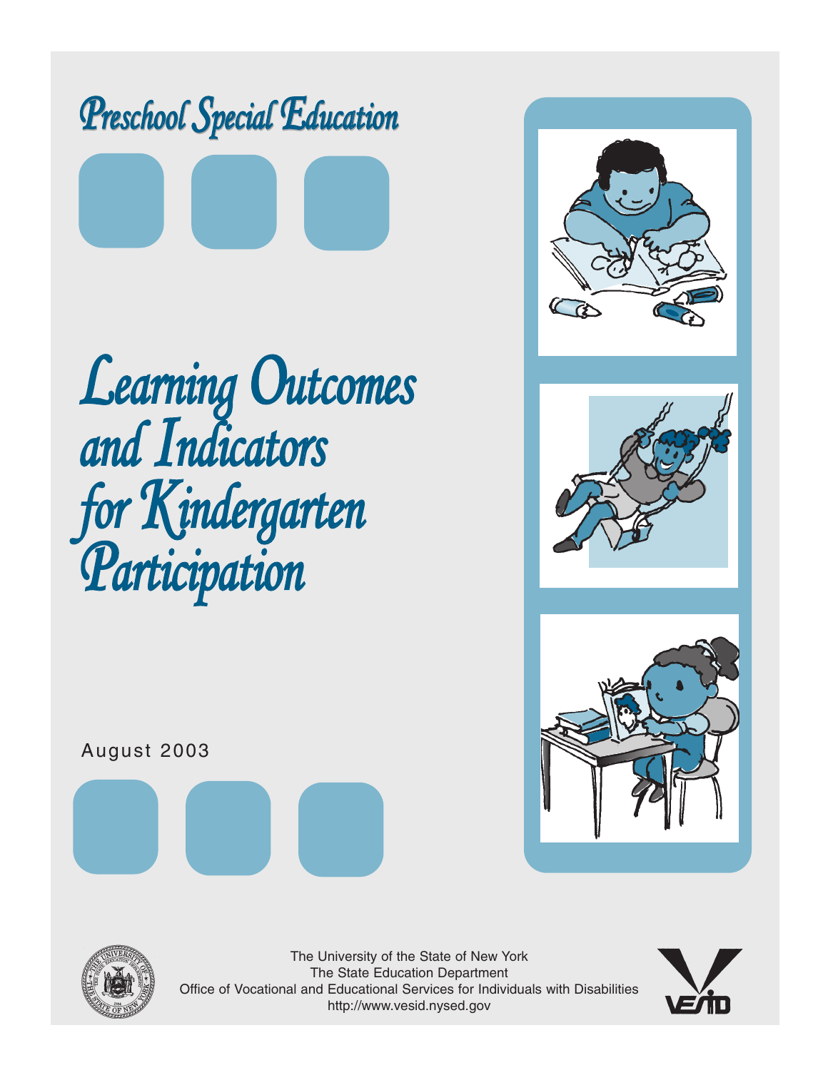# Preschool Special Education

# Learning Outcomes and Indicators for Kindergarten Participation

August 2003

The University of the State of New York
The State Education Department
Office of Vocational and Educational Services for Individuals with Disabilities
http://www.vesid.nysed.gov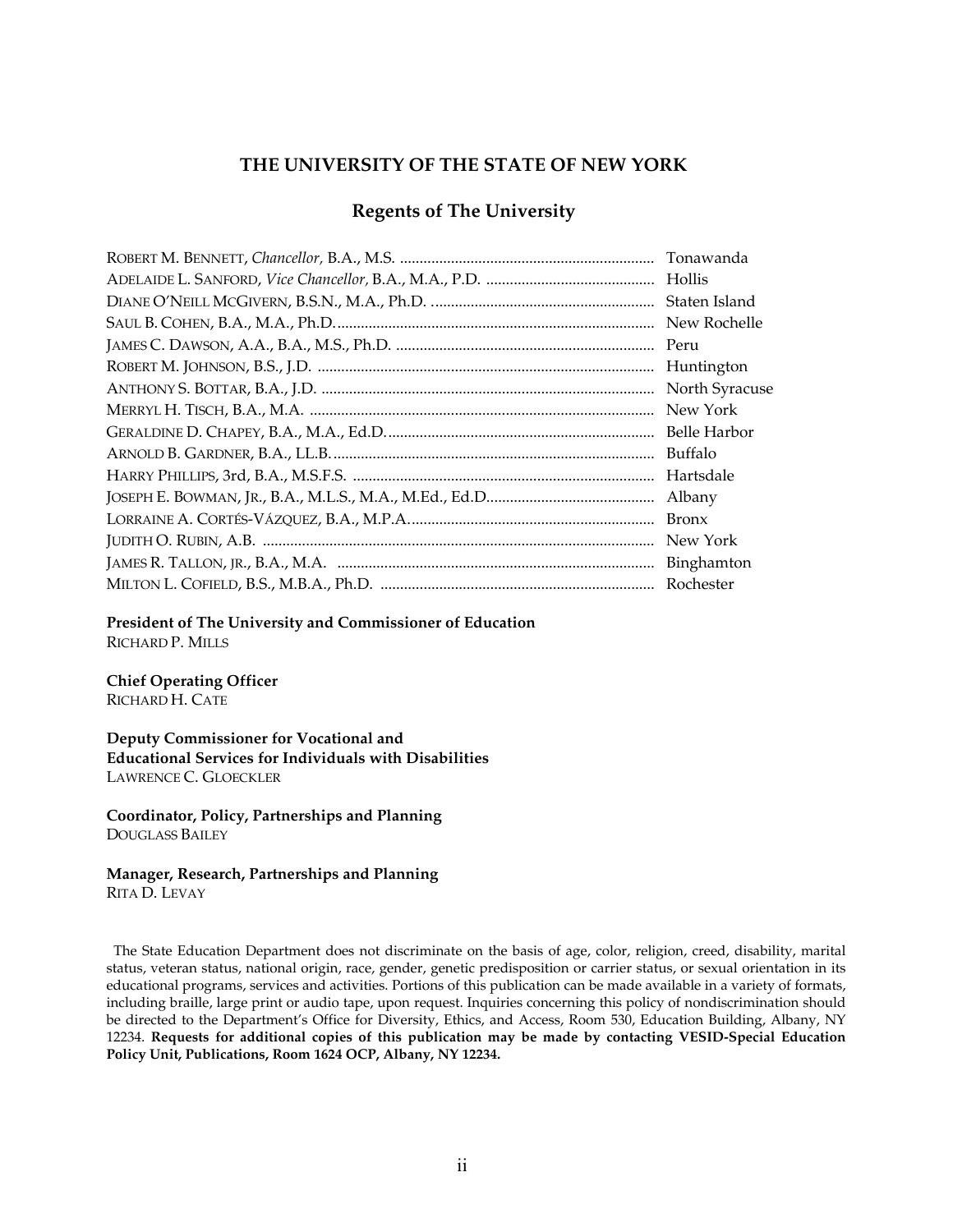# THE UNIVERSITY OF THE STATE OF NEW YORK

## Regents of The University

| | |
|---|---|
| ROBERT M. BENNETT, *Chancellor*, B.A., M.S. | Tonawanda |
| ADELAIDE L. SANFORD, *Vice Chancellor*, B.A., M.A., P.D. | Hollis |
| DIANE O'NEILL MCGIVERN, B.S.N., M.A., Ph.D. | Staten Island |
| SAUL B. COHEN, B.A., M.A., Ph.D. | New Rochelle |
| JAMES C. DAWSON, A.A., B.A., M.S., Ph.D. | Peru |
| ROBERT M. JOHNSON, B.S., J.D. | Huntington |
| ANTHONY S. BOTTAR, B.A., J.D. | North Syracuse |
| MERRYL H. TISCH, B.A., M.A. | New York |
| GERALDINE D. CHAPEY, B.A., M.A., Ed.D. | Belle Harbor |
| ARNOLD B. GARDNER, B.A., LL.B. | Buffalo |
| HARRY PHILLIPS, 3rd, B.A., M.S.F.S. | Hartsdale |
| JOSEPH E. BOWMAN, JR., B.A., M.L.S., M.A., M.Ed., Ed.D. | Albany |
| LORRAINE A. CORTÉS-VÁZQUEZ, B.A., M.P.A. | Bronx |
| JUDITH O. RUBIN, A.B. | New York |
| JAMES R. TALLON, JR., B.A., M.A. | Binghamton |
| MILTON L. COFIELD, B.S., M.B.A., Ph.D. | Rochester |

**President of The University and Commissioner of Education**
RICHARD P. MILLS

**Chief Operating Officer**
RICHARD H. CATE

**Deputy Commissioner for Vocational and Educational Services for Individuals with Disabilities**
LAWRENCE C. GLOECKLER

**Coordinator, Policy, Partnerships and Planning**
DOUGLASS BAILEY

**Manager, Research, Partnerships and Planning**
RITA D. LEVAY

The State Education Department does not discriminate on the basis of age, color, religion, creed, disability, marital status, veteran status, national origin, race, gender, genetic predisposition or carrier status, or sexual orientation in its educational programs, services and activities. Portions of this publication can be made available in a variety of formats, including braille, large print or audio tape, upon request. Inquiries concerning this policy of nondiscrimination should be directed to the Department's Office for Diversity, Ethics, and Access, Room 530, Education Building, Albany, NY 12234. **Requests for additional copies of this publication may be made by contacting VESID-Special Education Policy Unit, Publications, Room 1624 OCP, Albany, NY 12234.**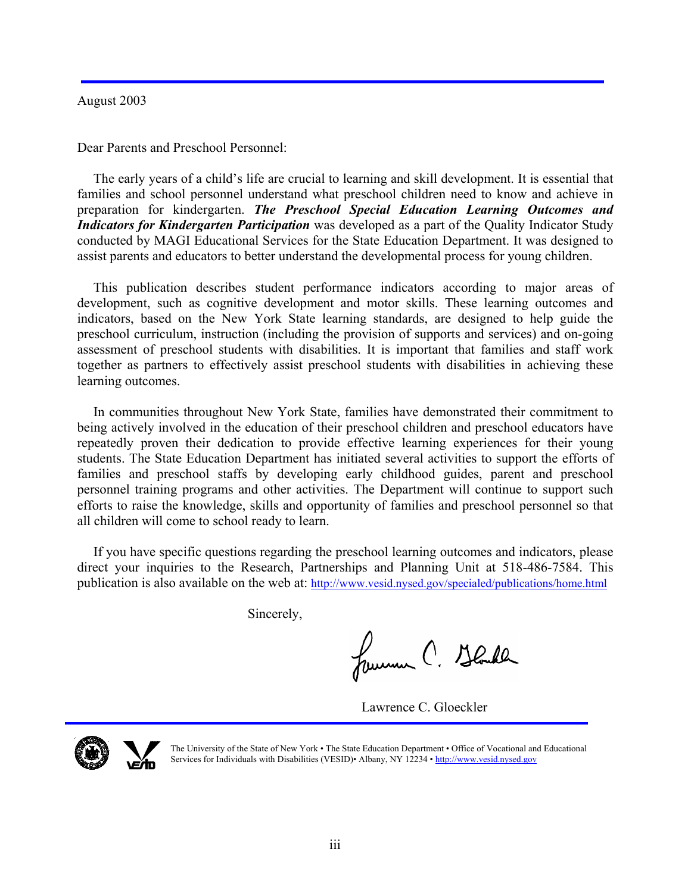August 2003

Dear Parents and Preschool Personnel:

The early years of a child's life are crucial to learning and skill development. It is essential that families and school personnel understand what preschool children need to know and achieve in preparation for kindergarten. ***The Preschool Special Education Learning Outcomes and Indicators for Kindergarten Participation*** was developed as a part of the Quality Indicator Study conducted by MAGI Educational Services for the State Education Department. It was designed to assist parents and educators to better understand the developmental process for young children.

This publication describes student performance indicators according to major areas of development, such as cognitive development and motor skills. These learning outcomes and indicators, based on the New York State learning standards, are designed to help guide the preschool curriculum, instruction (including the provision of supports and services) and on-going assessment of preschool students with disabilities. It is important that families and staff work together as partners to effectively assist preschool students with disabilities in achieving these learning outcomes.

In communities throughout New York State, families have demonstrated their commitment to being actively involved in the education of their preschool children and preschool educators have repeatedly proven their dedication to provide effective learning experiences for their young students. The State Education Department has initiated several activities to support the efforts of families and preschool staffs by developing early childhood guides, parent and preschool personnel training programs and other activities. The Department will continue to support such efforts to raise the knowledge, skills and opportunity of families and preschool personnel so that all children will come to school ready to learn.

If you have specific questions regarding the preschool learning outcomes and indicators, please direct your inquiries to the Research, Partnerships and Planning Unit at 518-486-7584. This publication is also available on the web at: http://www.vesid.nysed.gov/specialed/publications/home.html

Sincerely,

Lawrence C. Gloeckler

The University of the State of New York • The State Education Department • Office of Vocational and Educational Services for Individuals with Disabilities (VESID)• Albany, NY 12234 • http://www.vesid.nysed.gov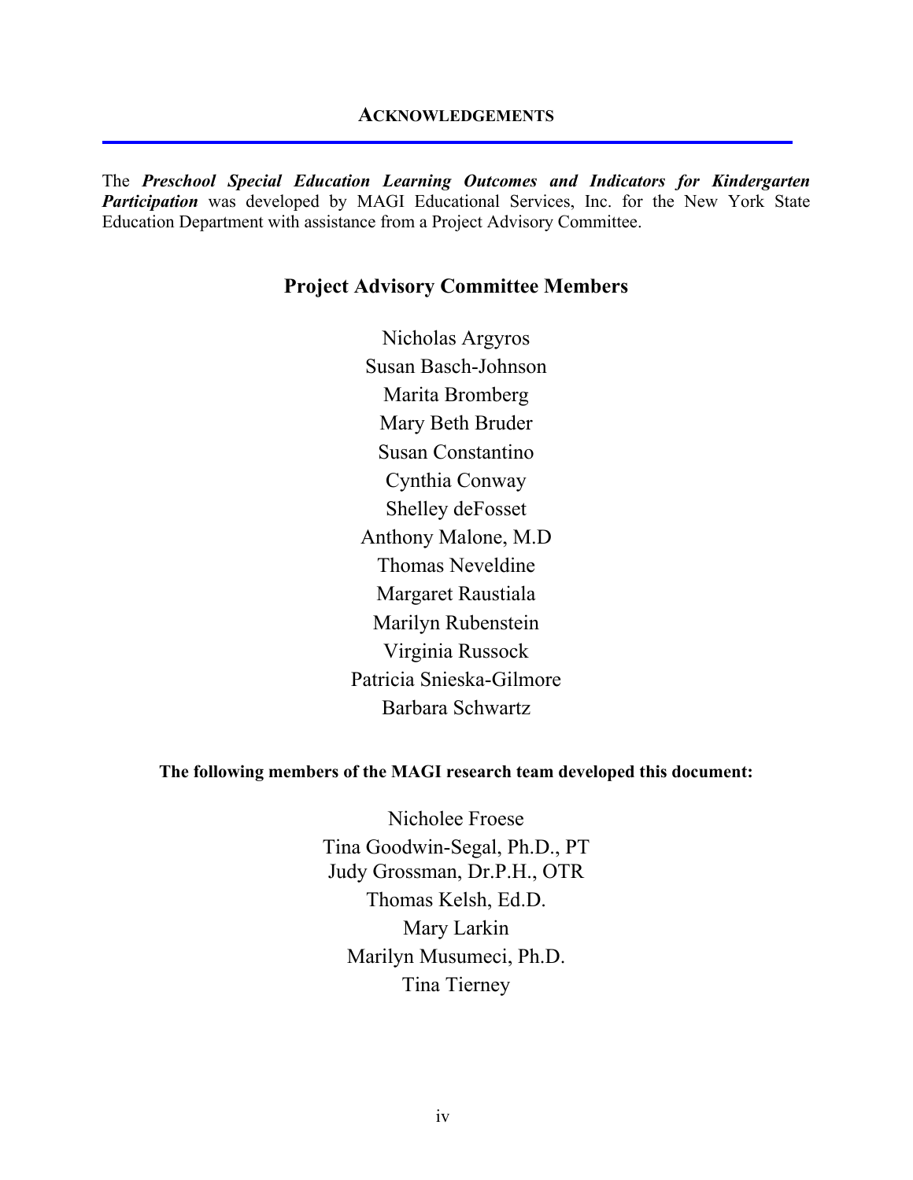# ACKNOWLEDGEMENTS

The ***Preschool Special Education Learning Outcomes and Indicators for Kindergarten Participation*** was developed by MAGI Educational Services, Inc. for the New York State Education Department with assistance from a Project Advisory Committee.

## Project Advisory Committee Members

Nicholas Argyros
Susan Basch-Johnson
Marita Bromberg
Mary Beth Bruder
Susan Constantino
Cynthia Conway
Shelley deFosset
Anthony Malone, M.D
Thomas Neveldine
Margaret Raustiala
Marilyn Rubenstein
Virginia Russock
Patricia Snieska-Gilmore
Barbara Schwartz

**The following members of the MAGI research team developed this document:**

Nicholee Froese
Tina Goodwin-Segal, Ph.D., PT
Judy Grossman, Dr.P.H., OTR
Thomas Kelsh, Ed.D.
Mary Larkin
Marilyn Musumeci, Ph.D.
Tina Tierney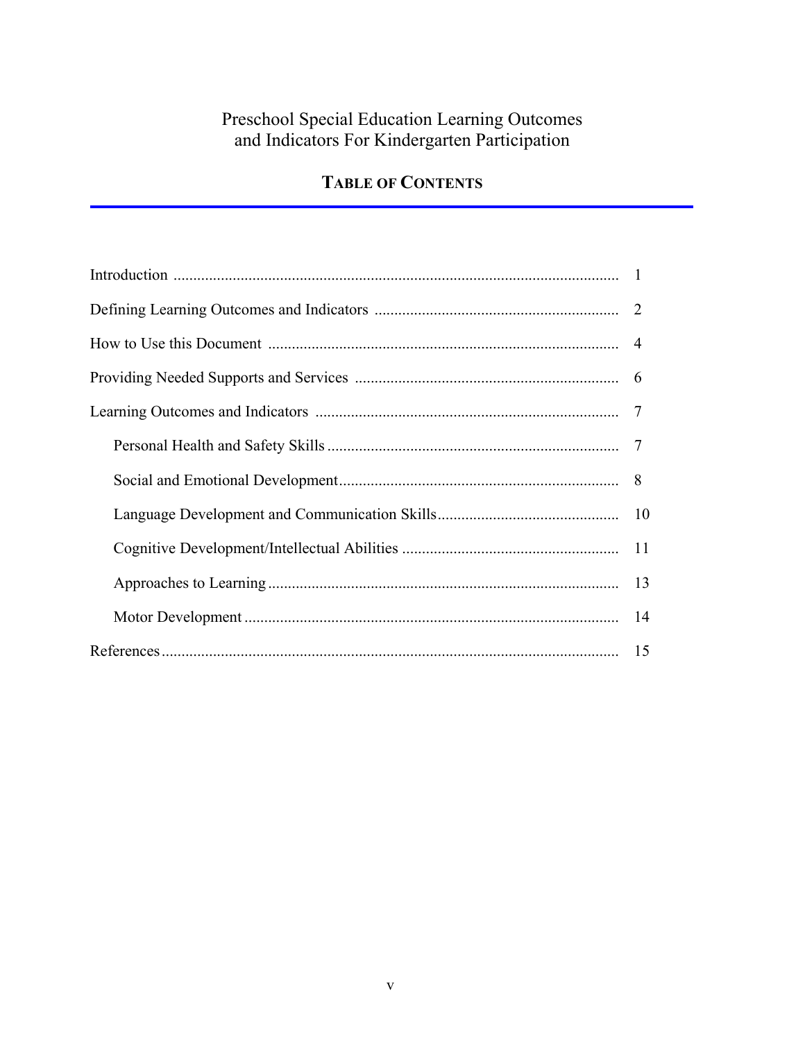# Preschool Special Education Learning Outcomes and Indicators For Kindergarten Participation

## TABLE OF CONTENTS

| | |
|---|---|
| Introduction | 1 |
| Defining Learning Outcomes and Indicators | 2 |
| How to Use this Document | 4 |
| Providing Needed Supports and Services | 6 |
| Learning Outcomes and Indicators | 7 |
| Personal Health and Safety Skills | 7 |
| Social and Emotional Development | 8 |
| Language Development and Communication Skills | 10 |
| Cognitive Development/Intellectual Abilities | 11 |
| Approaches to Learning | 13 |
| Motor Development | 14 |
| References | 15 |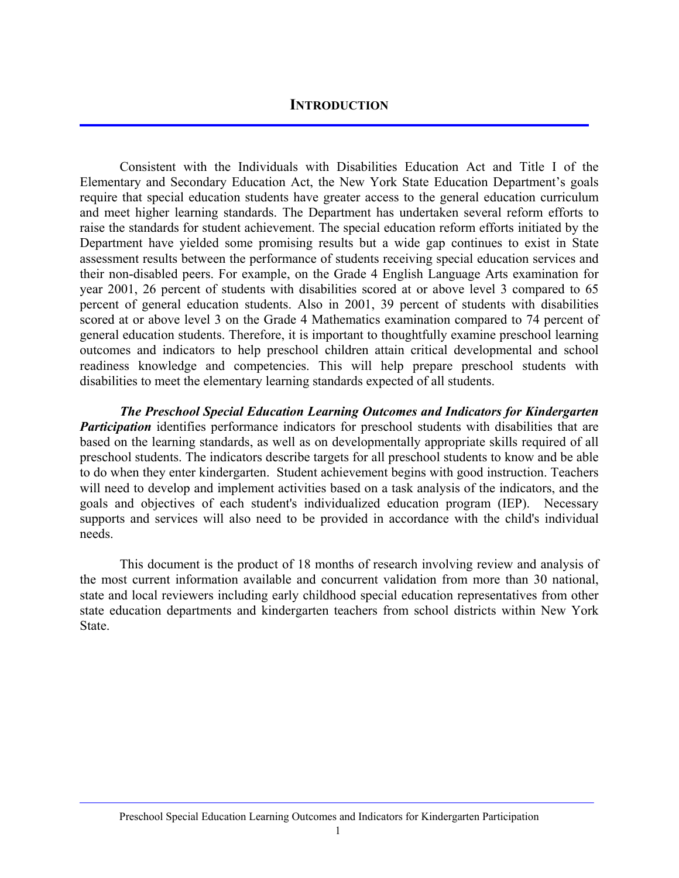# INTRODUCTION

Consistent with the Individuals with Disabilities Education Act and Title I of the Elementary and Secondary Education Act, the New York State Education Department's goals require that special education students have greater access to the general education curriculum and meet higher learning standards. The Department has undertaken several reform efforts to raise the standards for student achievement. The special education reform efforts initiated by the Department have yielded some promising results but a wide gap continues to exist in State assessment results between the performance of students receiving special education services and their non-disabled peers. For example, on the Grade 4 English Language Arts examination for year 2001, 26 percent of students with disabilities scored at or above level 3 compared to 65 percent of general education students. Also in 2001, 39 percent of students with disabilities scored at or above level 3 on the Grade 4 Mathematics examination compared to 74 percent of general education students. Therefore, it is important to thoughtfully examine preschool learning outcomes and indicators to help preschool children attain critical developmental and school readiness knowledge and competencies. This will help prepare preschool students with disabilities to meet the elementary learning standards expected of all students.

***The Preschool Special Education Learning Outcomes and Indicators for Kindergarten Participation*** identifies performance indicators for preschool students with disabilities that are based on the learning standards, as well as on developmentally appropriate skills required of all preschool students. The indicators describe targets for all preschool students to know and be able to do when they enter kindergarten. Student achievement begins with good instruction. Teachers will need to develop and implement activities based on a task analysis of the indicators, and the goals and objectives of each student's individualized education program (IEP). Necessary supports and services will also need to be provided in accordance with the child's individual needs.

This document is the product of 18 months of research involving review and analysis of the most current information available and concurrent validation from more than 30 national, state and local reviewers including early childhood special education representatives from other state education departments and kindergarten teachers from school districts within New York State.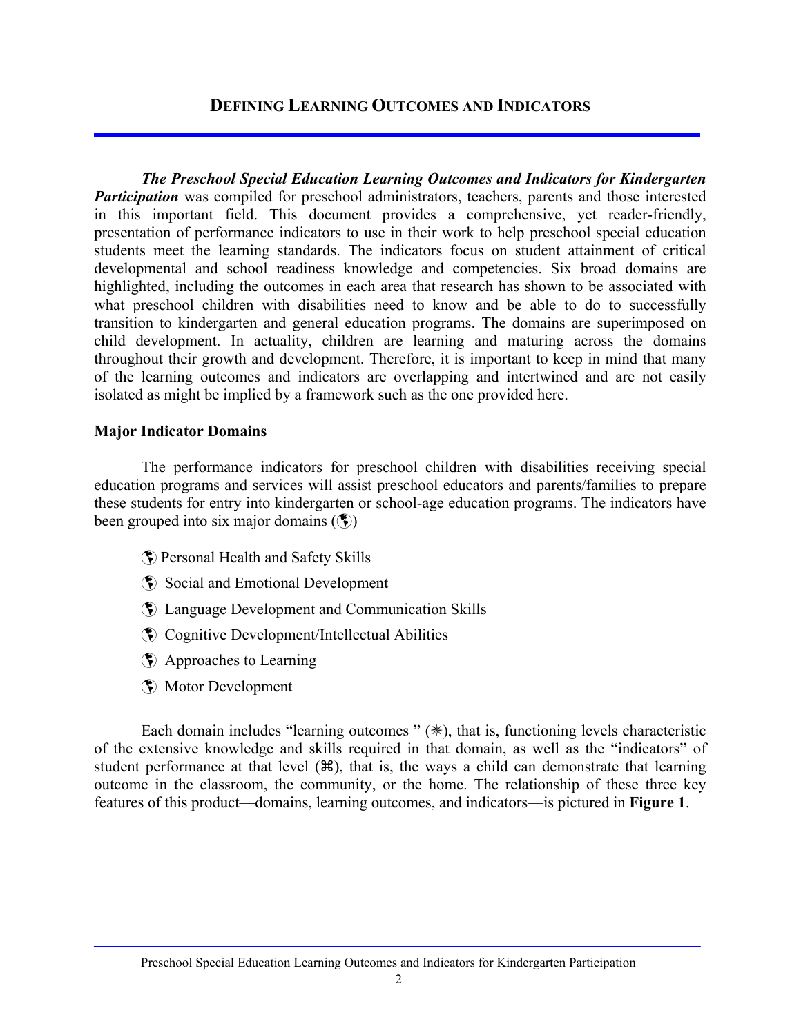# DEFINING LEARNING OUTCOMES AND INDICATORS

***The Preschool Special Education Learning Outcomes and Indicators for Kindergarten Participation*** was compiled for preschool administrators, teachers, parents and those interested in this important field. This document provides a comprehensive, yet reader-friendly, presentation of performance indicators to use in their work to help preschool special education students meet the learning standards. The indicators focus on student attainment of critical developmental and school readiness knowledge and competencies. Six broad domains are highlighted, including the outcomes in each area that research has shown to be associated with what preschool children with disabilities need to know and be able to do to successfully transition to kindergarten and general education programs. The domains are superimposed on child development. In actuality, children are learning and maturing across the domains throughout their growth and development. Therefore, it is important to keep in mind that many of the learning outcomes and indicators are overlapping and intertwined and are not easily isolated as might be implied by a framework such as the one provided here.

**Major Indicator Domains**

The performance indicators for preschool children with disabilities receiving special education programs and services will assist preschool educators and parents/families to prepare these students for entry into kindergarten or school-age education programs. The indicators have been grouped into six major domains (🌎)

- 🌎 Personal Health and Safety Skills
- 🌎 Social and Emotional Development
- 🌎 Language Development and Communication Skills
- 🌎 Cognitive Development/Intellectual Abilities
- 🌎 Approaches to Learning
- 🌎 Motor Development

Each domain includes "learning outcomes " (✳), that is, functioning levels characteristic of the extensive knowledge and skills required in that domain, as well as the "indicators" of student performance at that level (⌘), that is, the ways a child can demonstrate that learning outcome in the classroom, the community, or the home. The relationship of these three key features of this product—domains, learning outcomes, and indicators—is pictured in **Figure 1**.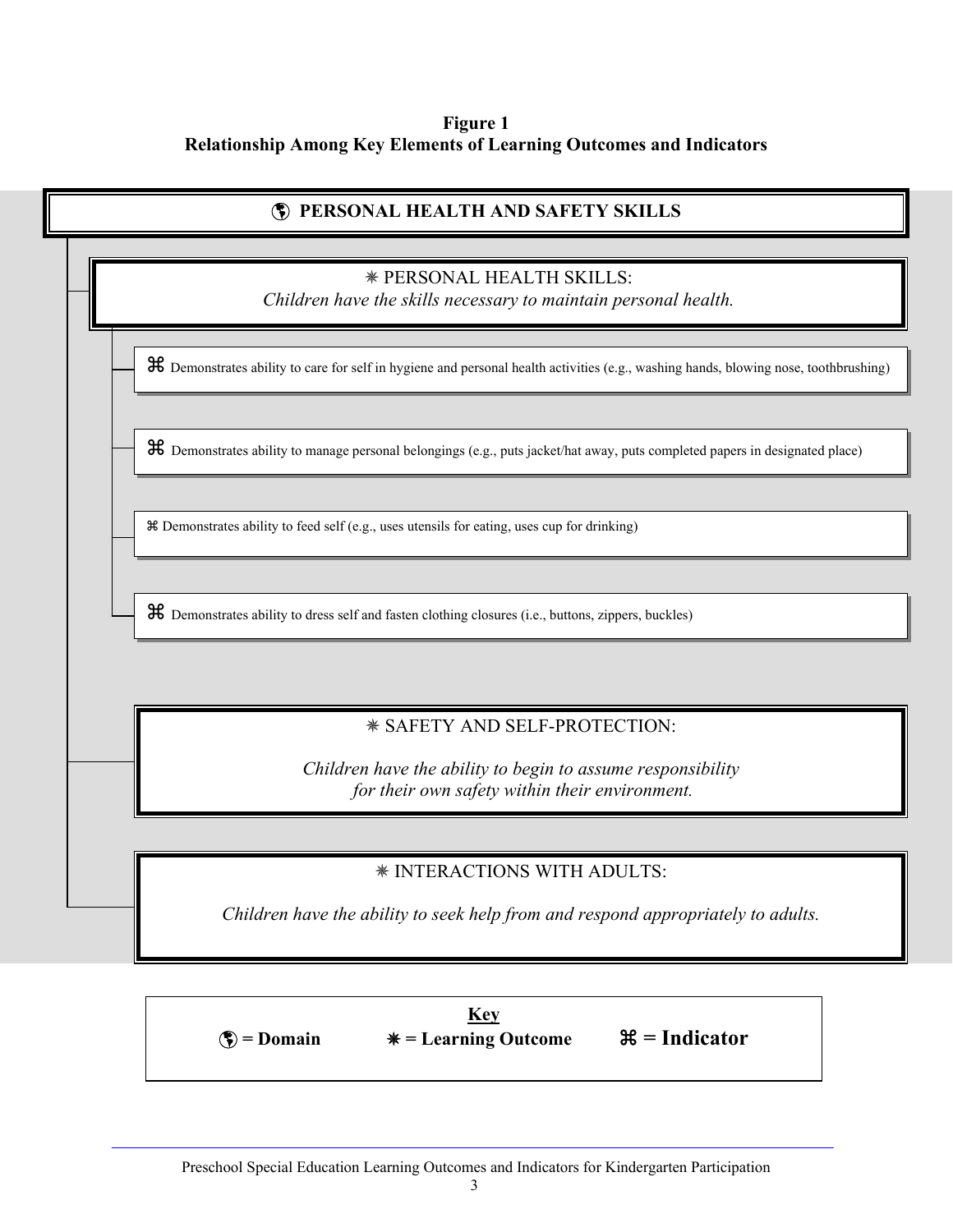**Figure 1**
**Relationship Among Key Elements of Learning Outcomes and Indicators**

**PERSONAL HEALTH AND SAFETY SKILLS**

✳ PERSONAL HEALTH SKILLS:
*Children have the skills necessary to maintain personal health.*

- ⌘ Demonstrates ability to care for self in hygiene and personal health activities (e.g., washing hands, blowing nose, toothbrushing)
- ⌘ Demonstrates ability to manage personal belongings (e.g., puts jacket/hat away, puts completed papers in designated place)
- ⌘ Demonstrates ability to feed self (e.g., uses utensils for eating, uses cup for drinking)
- ⌘ Demonstrates ability to dress self and fasten clothing closures (i.e., buttons, zippers, buckles)

✳ SAFETY AND SELF-PROTECTION:
*Children have the ability to begin to assume responsibility for their own safety within their environment.*

✳ INTERACTIONS WITH ADULTS:
*Children have the ability to seek help from and respond appropriately to adults.*

**Key**
**= Domain** ✳ **= Learning Outcome** ⌘ **= Indicator**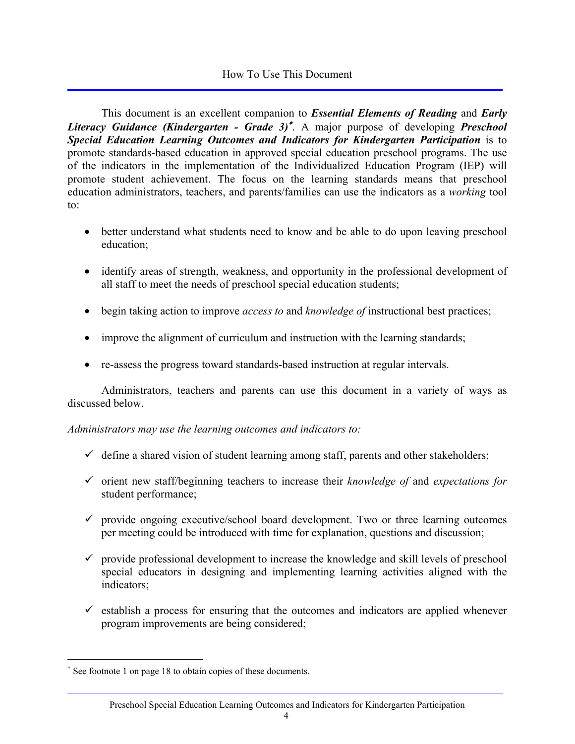## How To Use This Document

This document is an excellent companion to ***Essential Elements of Reading*** and ***Early Literacy Guidance (Kindergarten - Grade 3)***[*]. A major purpose of developing ***Preschool Special Education Learning Outcomes and Indicators for Kindergarten Participation*** is to promote standards-based education in approved special education preschool programs. The use of the indicators in the implementation of the Individualized Education Program (IEP) will promote student achievement. The focus on the learning standards means that preschool education administrators, teachers, and parents/families can use the indicators as a *working* tool to:

- better understand what students need to know and be able to do upon leaving preschool education;
- identify areas of strength, weakness, and opportunity in the professional development of all staff to meet the needs of preschool special education students;
- begin taking action to improve *access to* and *knowledge of* instructional best practices;
- improve the alignment of curriculum and instruction with the learning standards;
- re-assess the progress toward standards-based instruction at regular intervals.

Administrators, teachers and parents can use this document in a variety of ways as discussed below.

*Administrators may use the learning outcomes and indicators to:*

- ✓ define a shared vision of student learning among staff, parents and other stakeholders;
- ✓ orient new staff/beginning teachers to increase their *knowledge of* and *expectations for* student performance;
- ✓ provide ongoing executive/school board development. Two or three learning outcomes per meeting could be introduced with time for explanation, questions and discussion;
- ✓ provide professional development to increase the knowledge and skill levels of preschool special educators in designing and implementing learning activities aligned with the indicators;
- ✓ establish a process for ensuring that the outcomes and indicators are applied whenever program improvements are being considered;

[*] See footnote 1 on page 18 to obtain copies of these documents.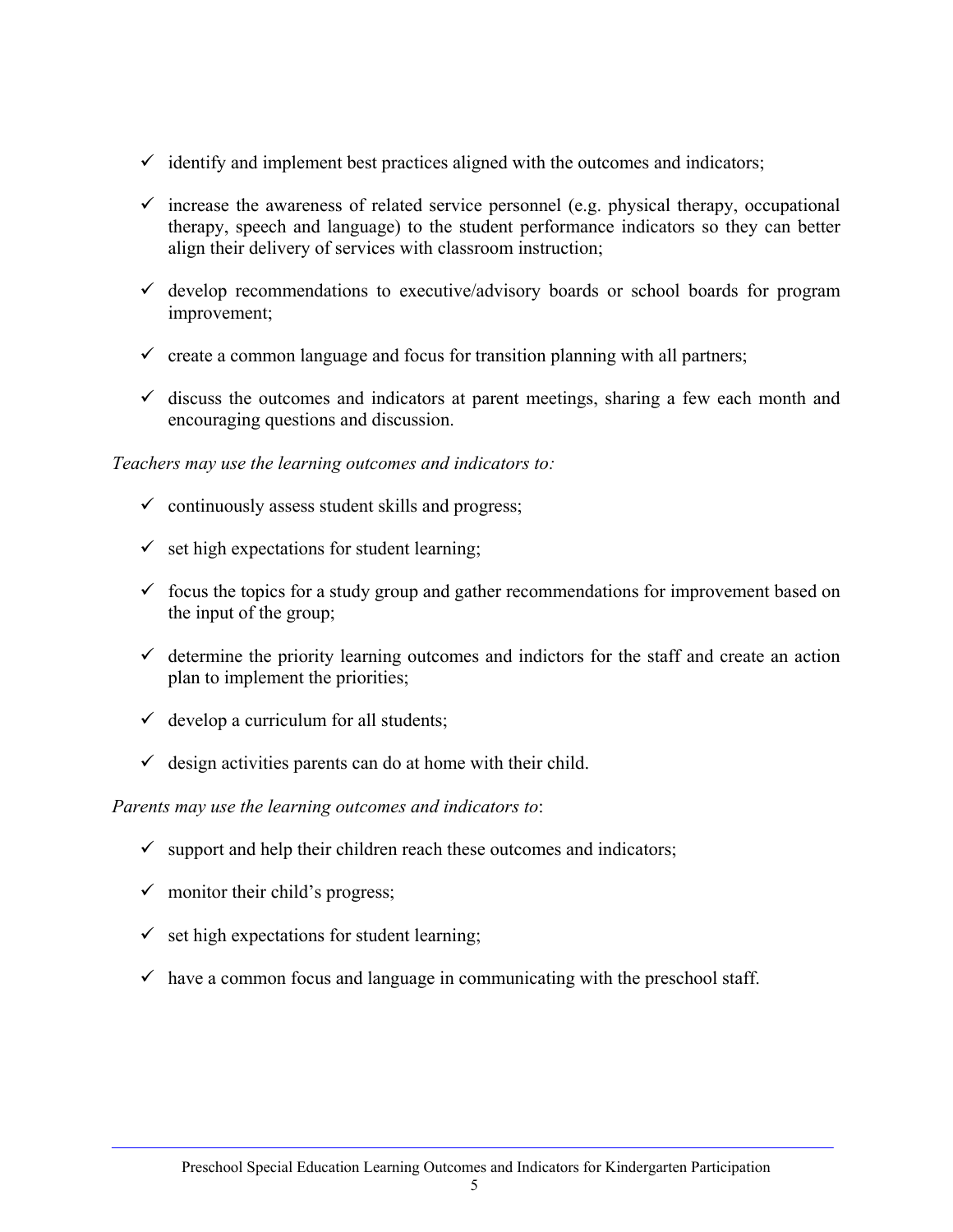- ✓ identify and implement best practices aligned with the outcomes and indicators;
- ✓ increase the awareness of related service personnel (e.g. physical therapy, occupational therapy, speech and language) to the student performance indicators so they can better align their delivery of services with classroom instruction;
- ✓ develop recommendations to executive/advisory boards or school boards for program improvement;
- ✓ create a common language and focus for transition planning with all partners;
- ✓ discuss the outcomes and indicators at parent meetings, sharing a few each month and encouraging questions and discussion.

*Teachers may use the learning outcomes and indicators to:*

- ✓ continuously assess student skills and progress;
- ✓ set high expectations for student learning;
- ✓ focus the topics for a study group and gather recommendations for improvement based on the input of the group;
- ✓ determine the priority learning outcomes and indictors for the staff and create an action plan to implement the priorities;
- ✓ develop a curriculum for all students;
- ✓ design activities parents can do at home with their child.

*Parents may use the learning outcomes and indicators to*:

- ✓ support and help their children reach these outcomes and indicators;
- ✓ monitor their child's progress;
- ✓ set high expectations for student learning;
- ✓ have a common focus and language in communicating with the preschool staff.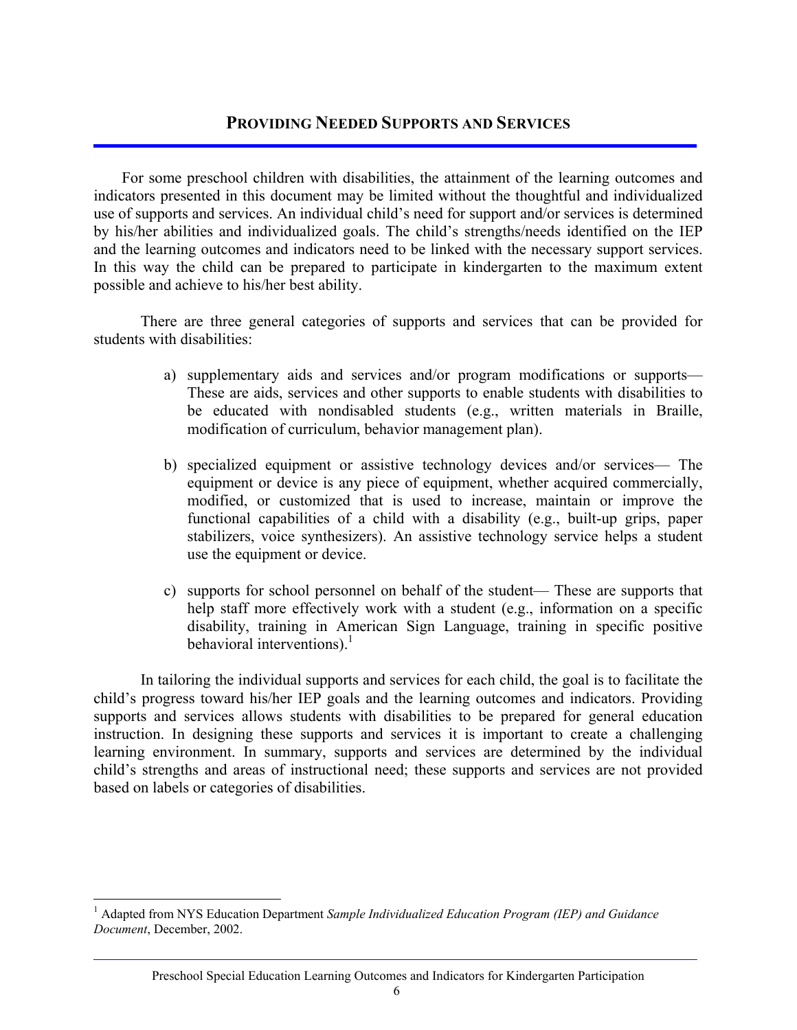## PROVIDING NEEDED SUPPORTS AND SERVICES

For some preschool children with disabilities, the attainment of the learning outcomes and indicators presented in this document may be limited without the thoughtful and individualized use of supports and services. An individual child's need for support and/or services is determined by his/her abilities and individualized goals. The child's strengths/needs identified on the IEP and the learning outcomes and indicators need to be linked with the necessary support services. In this way the child can be prepared to participate in kindergarten to the maximum extent possible and achieve to his/her best ability.

There are three general categories of supports and services that can be provided for students with disabilities:

a) supplementary aids and services and/or program modifications or supports— These are aids, services and other supports to enable students with disabilities to be educated with nondisabled students (e.g., written materials in Braille, modification of curriculum, behavior management plan).

b) specialized equipment or assistive technology devices and/or services— The equipment or device is any piece of equipment, whether acquired commercially, modified, or customized that is used to increase, maintain or improve the functional capabilities of a child with a disability (e.g., built-up grips, paper stabilizers, voice synthesizers). An assistive technology service helps a student use the equipment or device.

c) supports for school personnel on behalf of the student— These are supports that help staff more effectively work with a student (e.g., information on a specific disability, training in American Sign Language, training in specific positive behavioral interventions).[1]

In tailoring the individual supports and services for each child, the goal is to facilitate the child's progress toward his/her IEP goals and the learning outcomes and indicators. Providing supports and services allows students with disabilities to be prepared for general education instruction. In designing these supports and services it is important to create a challenging learning environment. In summary, supports and services are determined by the individual child's strengths and areas of instructional need; these supports and services are not provided based on labels or categories of disabilities.

---

[1] Adapted from NYS Education Department *Sample Individualized Education Program (IEP) and Guidance Document*, December, 2002.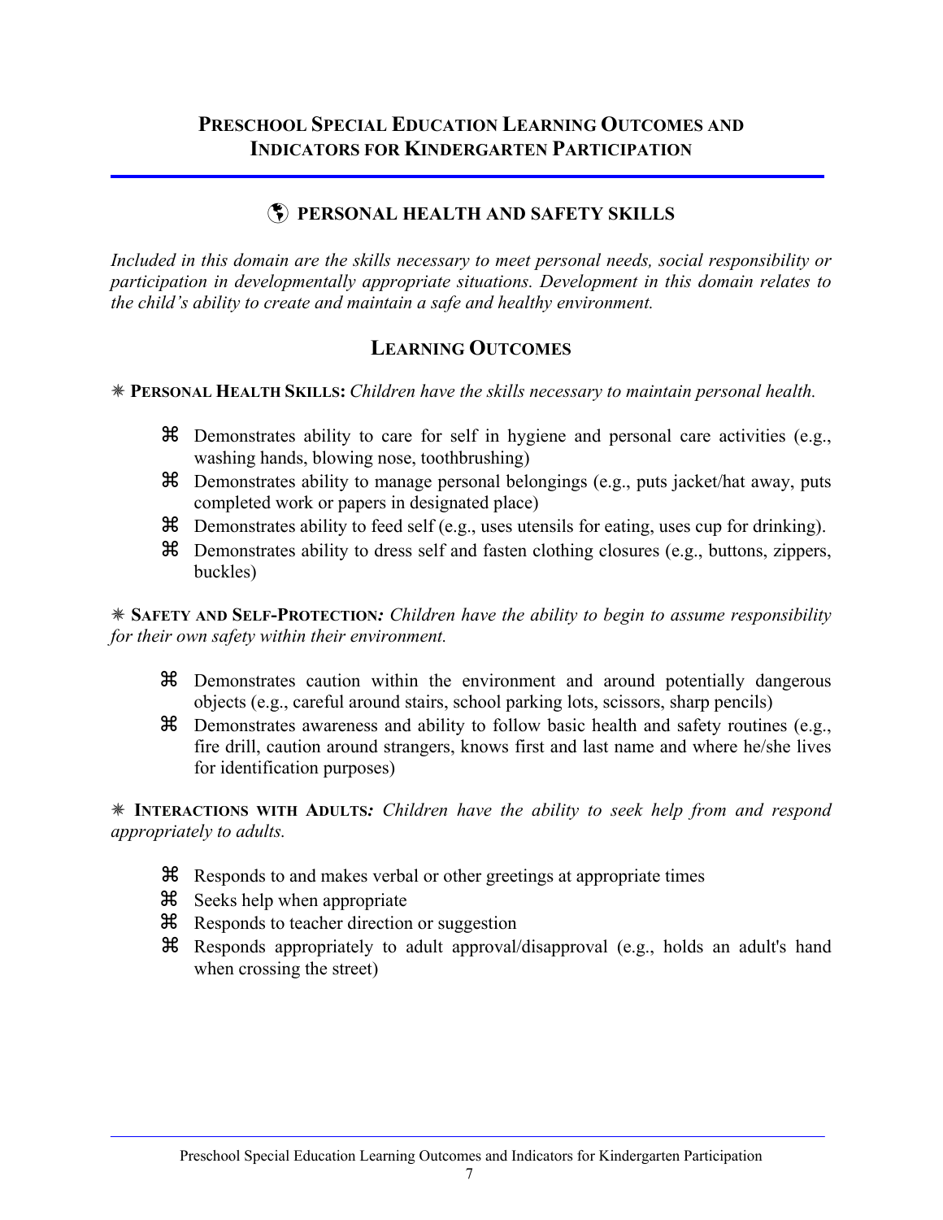## Preschool Special Education Learning Outcomes and Indicators for Kindergarten Participation

### PERSONAL HEALTH AND SAFETY SKILLS

*Included in this domain are the skills necessary to meet personal needs, social responsibility or participation in developmentally appropriate situations. Development in this domain relates to the child's ability to create and maintain a safe and healthy environment.*

### Learning Outcomes

**Personal Health Skills:** *Children have the skills necessary to maintain personal health.*

- Demonstrates ability to care for self in hygiene and personal care activities (e.g., washing hands, blowing nose, toothbrushing)
- Demonstrates ability to manage personal belongings (e.g., puts jacket/hat away, puts completed work or papers in designated place)
- Demonstrates ability to feed self (e.g., uses utensils for eating, uses cup for drinking).
- Demonstrates ability to dress self and fasten clothing closures (e.g., buttons, zippers, buckles)

**Safety and Self-Protection***: Children have the ability to begin to assume responsibility for their own safety within their environment.*

- Demonstrates caution within the environment and around potentially dangerous objects (e.g., careful around stairs, school parking lots, scissors, sharp pencils)
- Demonstrates awareness and ability to follow basic health and safety routines (e.g., fire drill, caution around strangers, knows first and last name and where he/she lives for identification purposes)

**Interactions with Adults***: Children have the ability to seek help from and respond appropriately to adults.*

- Responds to and makes verbal or other greetings at appropriate times
- Seeks help when appropriate
- Responds to teacher direction or suggestion
- Responds appropriately to adult approval/disapproval (e.g., holds an adult's hand when crossing the street)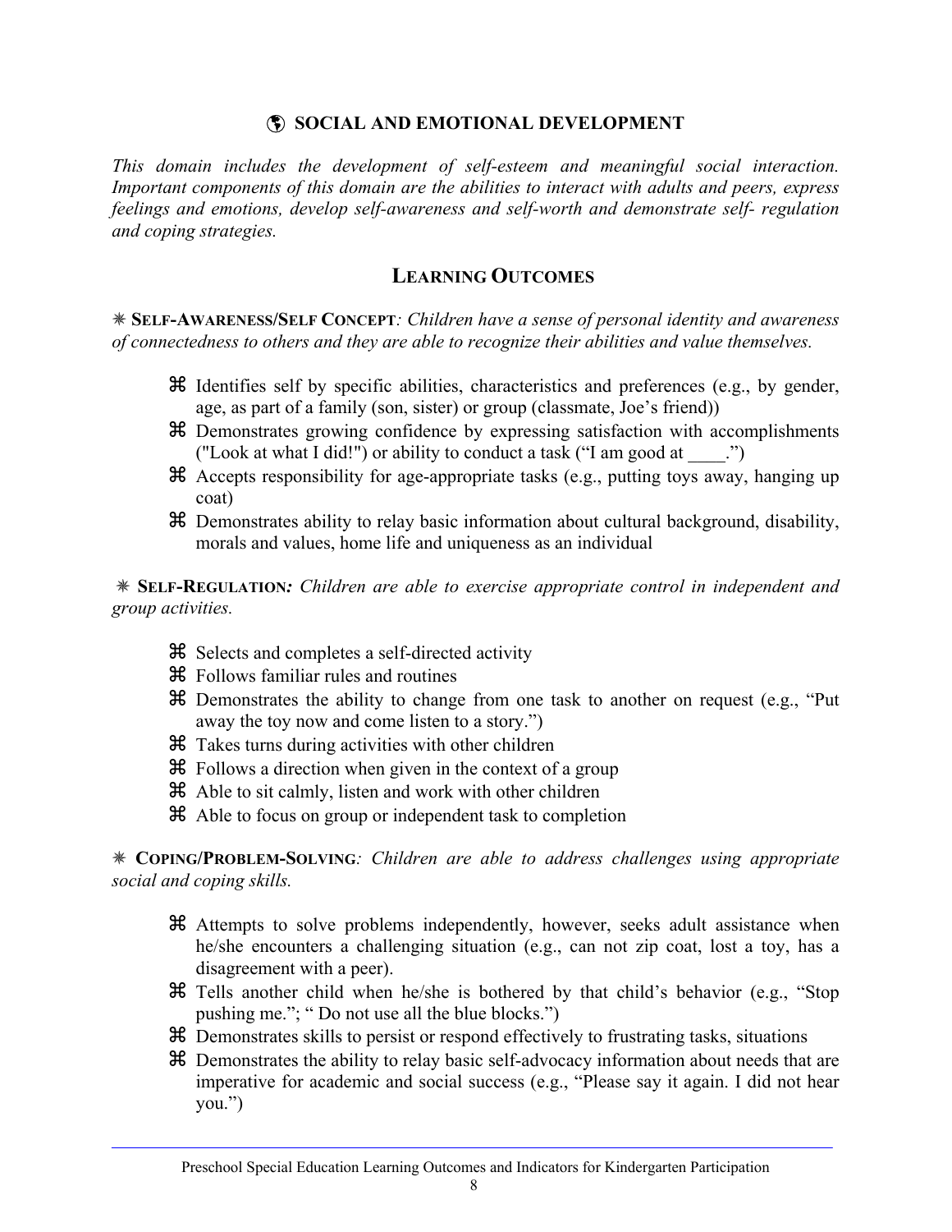## SOCIAL AND EMOTIONAL DEVELOPMENT

*This domain includes the development of self-esteem and meaningful social interaction. Important components of this domain are the abilities to interact with adults and peers, express feelings and emotions, develop self-awareness and self-worth and demonstrate self- regulation and coping strategies.*

### LEARNING OUTCOMES

✷ **SELF-AWARENESS/SELF CONCEPT**: *Children have a sense of personal identity and awareness of connectedness to others and they are able to recognize their abilities and value themselves.*

- Identifies self by specific abilities, characteristics and preferences (e.g., by gender, age, as part of a family (son, sister) or group (classmate, Joe's friend))
- Demonstrates growing confidence by expressing satisfaction with accomplishments ("Look at what I did!") or ability to conduct a task ("I am good at ____.")
- Accepts responsibility for age-appropriate tasks (e.g., putting toys away, hanging up coat)
- Demonstrates ability to relay basic information about cultural background, disability, morals and values, home life and uniqueness as an individual

✷ **SELF-REGULATION**: *Children are able to exercise appropriate control in independent and group activities.*

- Selects and completes a self-directed activity
- Follows familiar rules and routines
- Demonstrates the ability to change from one task to another on request (e.g., "Put away the toy now and come listen to a story.")
- Takes turns during activities with other children
- Follows a direction when given in the context of a group
- Able to sit calmly, listen and work with other children
- Able to focus on group or independent task to completion

✷ **COPING/PROBLEM-SOLVING**: *Children are able to address challenges using appropriate social and coping skills.*

- Attempts to solve problems independently, however, seeks adult assistance when he/she encounters a challenging situation (e.g., can not zip coat, lost a toy, has a disagreement with a peer).
- Tells another child when he/she is bothered by that child's behavior (e.g., "Stop pushing me."; " Do not use all the blue blocks.")
- Demonstrates skills to persist or respond effectively to frustrating tasks, situations
- Demonstrates the ability to relay basic self-advocacy information about needs that are imperative for academic and social success (e.g., "Please say it again. I did not hear you.")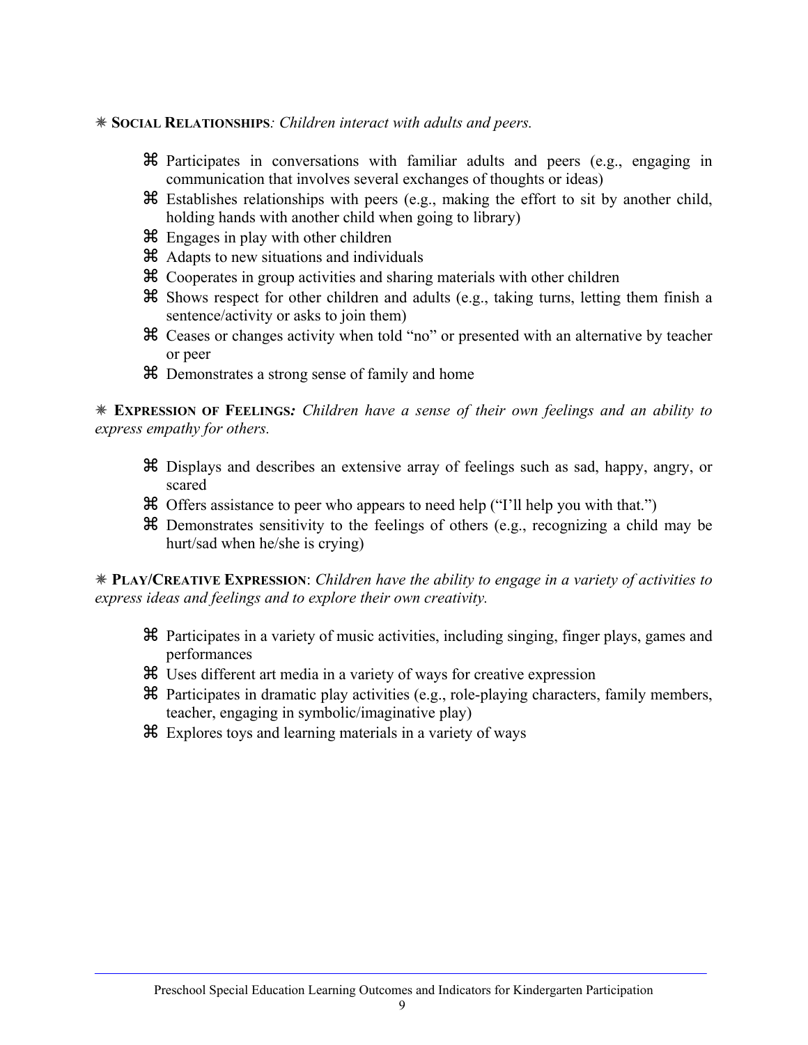✳ **SOCIAL RELATIONSHIPS***: Children interact with adults and peers.*

- ⌘ Participates in conversations with familiar adults and peers (e.g., engaging in communication that involves several exchanges of thoughts or ideas)
- ⌘ Establishes relationships with peers (e.g., making the effort to sit by another child, holding hands with another child when going to library)
- ⌘ Engages in play with other children
- ⌘ Adapts to new situations and individuals
- ⌘ Cooperates in group activities and sharing materials with other children
- ⌘ Shows respect for other children and adults (e.g., taking turns, letting them finish a sentence/activity or asks to join them)
- ⌘ Ceases or changes activity when told "no" or presented with an alternative by teacher or peer
- ⌘ Demonstrates a strong sense of family and home

✳ **EXPRESSION OF FEELINGS***: Children have a sense of their own feelings and an ability to express empathy for others.*

- ⌘ Displays and describes an extensive array of feelings such as sad, happy, angry, or scared
- ⌘ Offers assistance to peer who appears to need help ("I'll help you with that.")
- ⌘ Demonstrates sensitivity to the feelings of others (e.g., recognizing a child may be hurt/sad when he/she is crying)

✳ **PLAY/CREATIVE EXPRESSION**: *Children have the ability to engage in a variety of activities to express ideas and feelings and to explore their own creativity.*

- ⌘ Participates in a variety of music activities, including singing, finger plays, games and performances
- ⌘ Uses different art media in a variety of ways for creative expression
- ⌘ Participates in dramatic play activities (e.g., role-playing characters, family members, teacher, engaging in symbolic/imaginative play)
- ⌘ Explores toys and learning materials in a variety of ways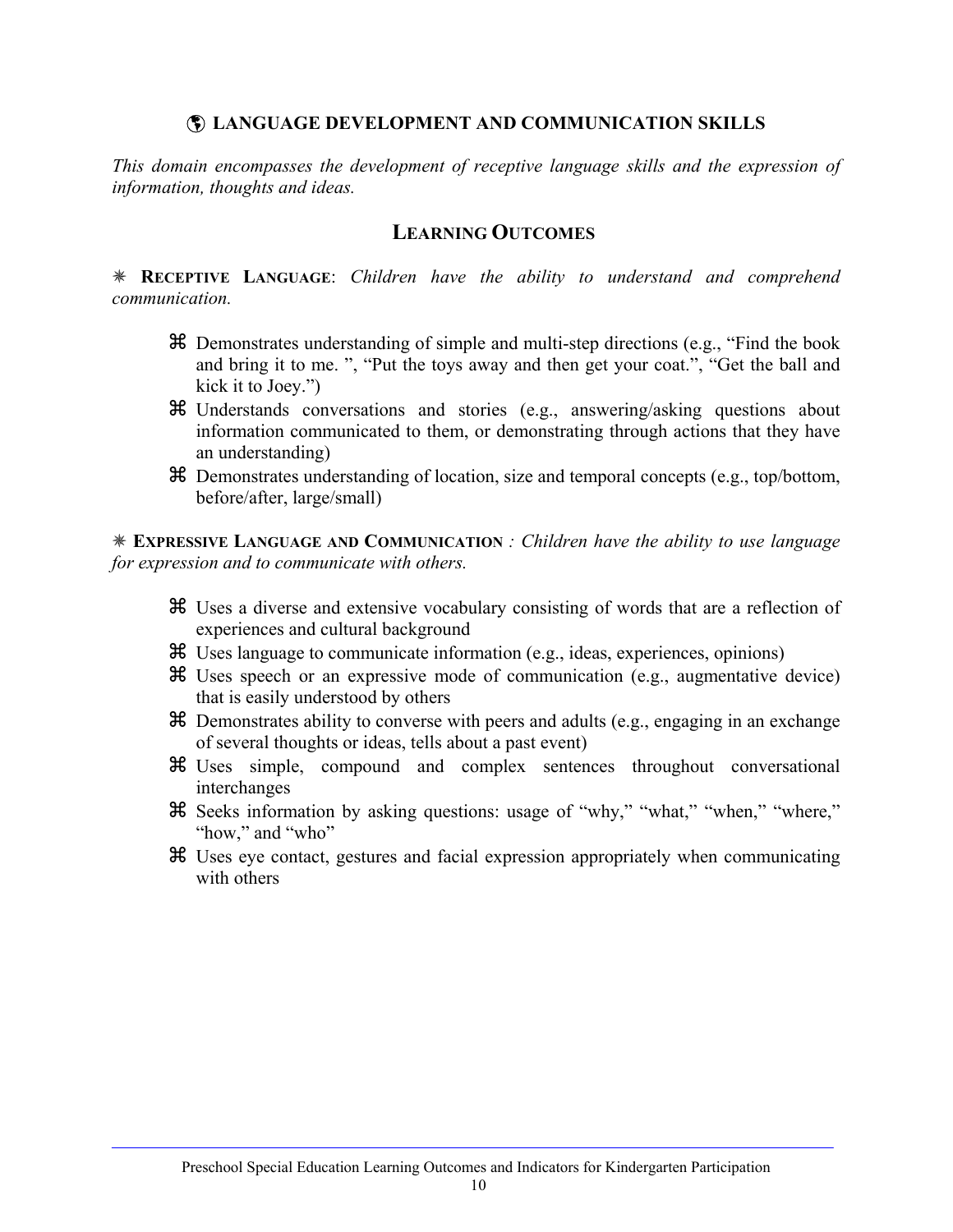## LANGUAGE DEVELOPMENT AND COMMUNICATION SKILLS

*This domain encompasses the development of receptive language skills and the expression of information, thoughts and ideas.*

### LEARNING OUTCOMES

**RECEPTIVE LANGUAGE**: *Children have the ability to understand and comprehend communication.*

- Demonstrates understanding of simple and multi-step directions (e.g., “Find the book and bring it to me. ”, “Put the toys away and then get your coat.”, “Get the ball and kick it to Joey.”)
- Understands conversations and stories (e.g., answering/asking questions about information communicated to them, or demonstrating through actions that they have an understanding)
- Demonstrates understanding of location, size and temporal concepts (e.g., top/bottom, before/after, large/small)

**EXPRESSIVE LANGUAGE AND COMMUNICATION** *: Children have the ability to use language for expression and to communicate with others.*

- Uses a diverse and extensive vocabulary consisting of words that are a reflection of experiences and cultural background
- Uses language to communicate information (e.g., ideas, experiences, opinions)
- Uses speech or an expressive mode of communication (e.g., augmentative device) that is easily understood by others
- Demonstrates ability to converse with peers and adults (e.g., engaging in an exchange of several thoughts or ideas, tells about a past event)
- Uses simple, compound and complex sentences throughout conversational interchanges
- Seeks information by asking questions: usage of “why,” “what,” “when,” “where,” “how,” and “who”
- Uses eye contact, gestures and facial expression appropriately when communicating with others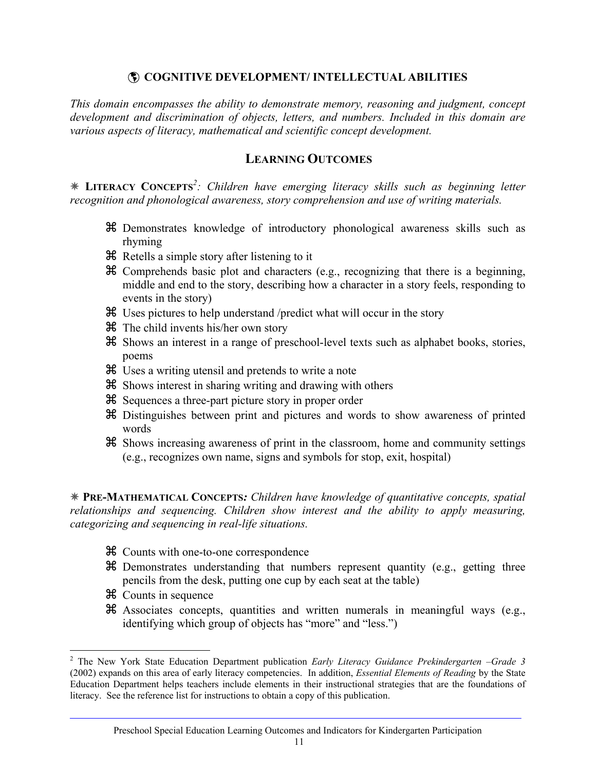## COGNITIVE DEVELOPMENT/ INTELLECTUAL ABILITIES

*This domain encompasses the ability to demonstrate memory, reasoning and judgment, concept development and discrimination of objects, letters, and numbers. Included in this domain are various aspects of literacy, mathematical and scientific concept development.*

### LEARNING OUTCOMES

**LITERACY CONCEPTS**[2]*: Children have emerging literacy skills such as beginning letter recognition and phonological awareness, story comprehension and use of writing materials.*

- Demonstrates knowledge of introductory phonological awareness skills such as rhyming
- Retells a simple story after listening to it
- Comprehends basic plot and characters (e.g., recognizing that there is a beginning, middle and end to the story, describing how a character in a story feels, responding to events in the story)
- Uses pictures to help understand /predict what will occur in the story
- The child invents his/her own story
- Shows an interest in a range of preschool-level texts such as alphabet books, stories, poems
- Uses a writing utensil and pretends to write a note
- Shows interest in sharing writing and drawing with others
- Sequences a three-part picture story in proper order
- Distinguishes between print and pictures and words to show awareness of printed words
- Shows increasing awareness of print in the classroom, home and community settings (e.g., recognizes own name, signs and symbols for stop, exit, hospital)

**PRE-MATHEMATICAL CONCEPTS***: Children have knowledge of quantitative concepts, spatial relationships and sequencing. Children show interest and the ability to apply measuring, categorizing and sequencing in real-life situations.*

- Counts with one-to-one correspondence
- Demonstrates understanding that numbers represent quantity (e.g., getting three pencils from the desk, putting one cup by each seat at the table)
- Counts in sequence
- Associates concepts, quantities and written numerals in meaningful ways (e.g., identifying which group of objects has "more" and "less.")

---

[2] The New York State Education Department publication *Early Literacy Guidance Prekindergarten –Grade 3* (2002) expands on this area of early literacy competencies. In addition, *Essential Elements of Reading* by the State Education Department helps teachers include elements in their instructional strategies that are the foundations of literacy. See the reference list for instructions to obtain a copy of this publication.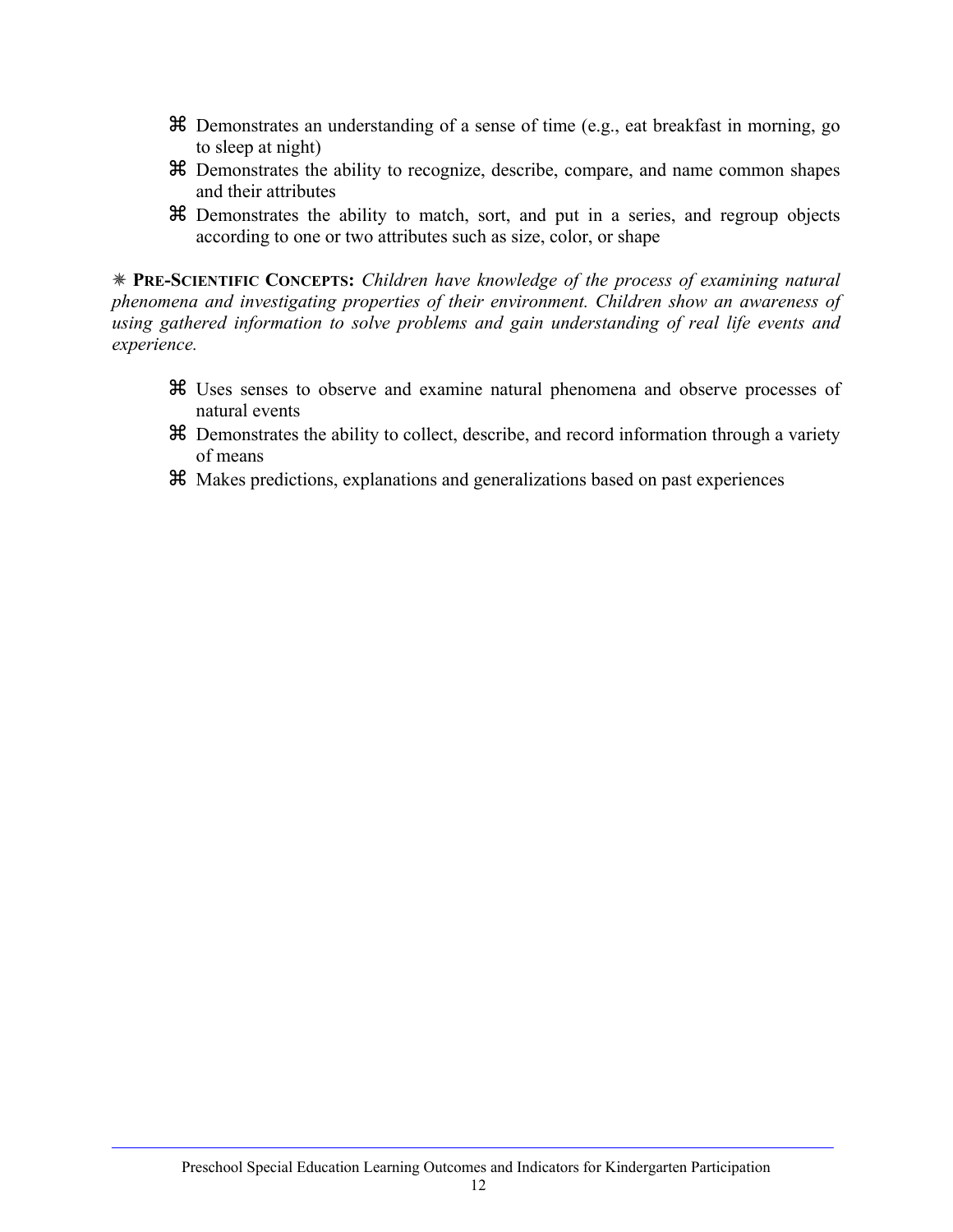- Demonstrates an understanding of a sense of time (e.g., eat breakfast in morning, go to sleep at night)
- Demonstrates the ability to recognize, describe, compare, and name common shapes and their attributes
- Demonstrates the ability to match, sort, and put in a series, and regroup objects according to one or two attributes such as size, color, or shape

✷ **PRE-SCIENTIFIC CONCEPTS:** *Children have knowledge of the process of examining natural phenomena and investigating properties of their environment. Children show an awareness of using gathered information to solve problems and gain understanding of real life events and experience.*

- Uses senses to observe and examine natural phenomena and observe processes of natural events
- Demonstrates the ability to collect, describe, and record information through a variety of means
- Makes predictions, explanations and generalizations based on past experiences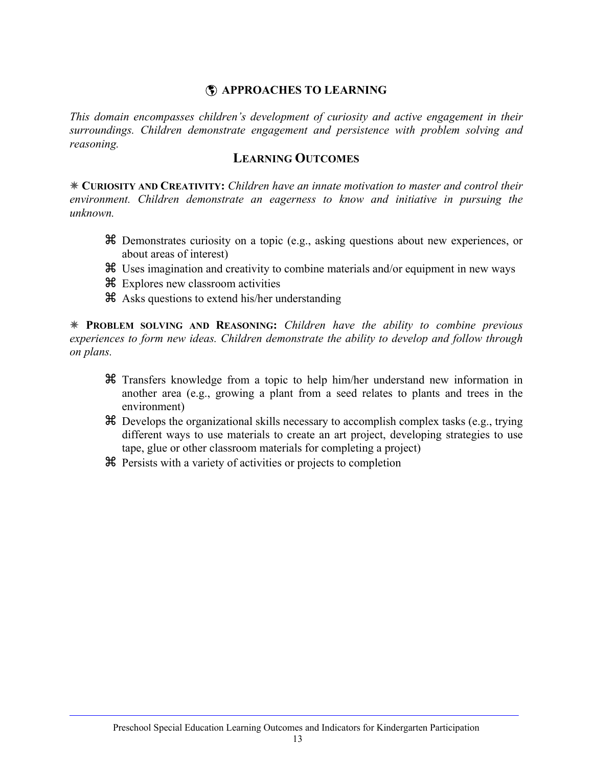## APPROACHES TO LEARNING

*This domain encompasses children's development of curiosity and active engagement in their surroundings. Children demonstrate engagement and persistence with problem solving and reasoning.*

### LEARNING OUTCOMES

**CURIOSITY AND CREATIVITY:** *Children have an innate motivation to master and control their environment. Children demonstrate an eagerness to know and initiative in pursuing the unknown.*

- Demonstrates curiosity on a topic (e.g., asking questions about new experiences, or about areas of interest)
- Uses imagination and creativity to combine materials and/or equipment in new ways
- Explores new classroom activities
- Asks questions to extend his/her understanding

**PROBLEM SOLVING AND REASONING:** *Children have the ability to combine previous experiences to form new ideas. Children demonstrate the ability to develop and follow through on plans.*

- Transfers knowledge from a topic to help him/her understand new information in another area (e.g., growing a plant from a seed relates to plants and trees in the environment)
- Develops the organizational skills necessary to accomplish complex tasks (e.g., trying different ways to use materials to create an art project, developing strategies to use tape, glue or other classroom materials for completing a project)
- Persists with a variety of activities or projects to completion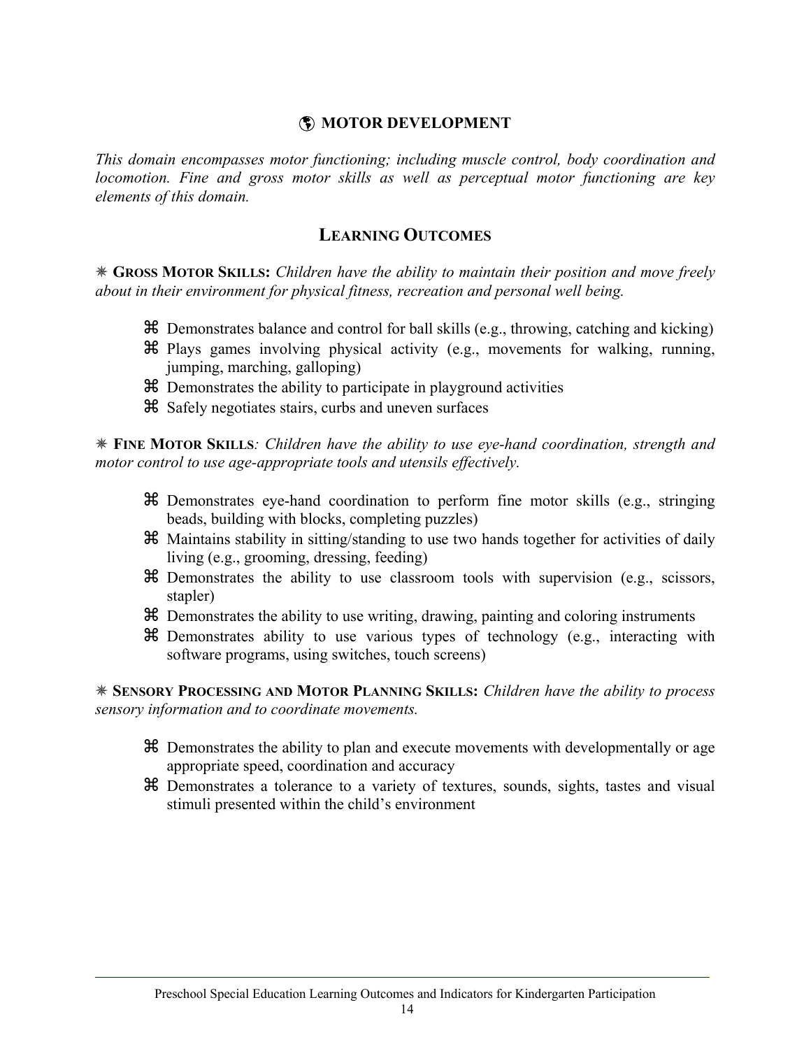## MOTOR DEVELOPMENT

*This domain encompasses motor functioning; including muscle control, body coordination and locomotion. Fine and gross motor skills as well as perceptual motor functioning are key elements of this domain.*

### LEARNING OUTCOMES

**GROSS MOTOR SKILLS:** *Children have the ability to maintain their position and move freely about in their environment for physical fitness, recreation and personal well being.*

- Demonstrates balance and control for ball skills (e.g., throwing, catching and kicking)
- Plays games involving physical activity (e.g., movements for walking, running, jumping, marching, galloping)
- Demonstrates the ability to participate in playground activities
- Safely negotiates stairs, curbs and uneven surfaces

**FINE MOTOR SKILLS**: *Children have the ability to use eye-hand coordination, strength and motor control to use age-appropriate tools and utensils effectively.*

- Demonstrates eye-hand coordination to perform fine motor skills (e.g., stringing beads, building with blocks, completing puzzles)
- Maintains stability in sitting/standing to use two hands together for activities of daily living (e.g., grooming, dressing, feeding)
- Demonstrates the ability to use classroom tools with supervision (e.g., scissors, stapler)
- Demonstrates the ability to use writing, drawing, painting and coloring instruments
- Demonstrates ability to use various types of technology (e.g., interacting with software programs, using switches, touch screens)

**SENSORY PROCESSING AND MOTOR PLANNING SKILLS:** *Children have the ability to process sensory information and to coordinate movements.*

- Demonstrates the ability to plan and execute movements with developmentally or age appropriate speed, coordination and accuracy
- Demonstrates a tolerance to a variety of textures, sounds, sights, tastes and visual stimuli presented within the child's environment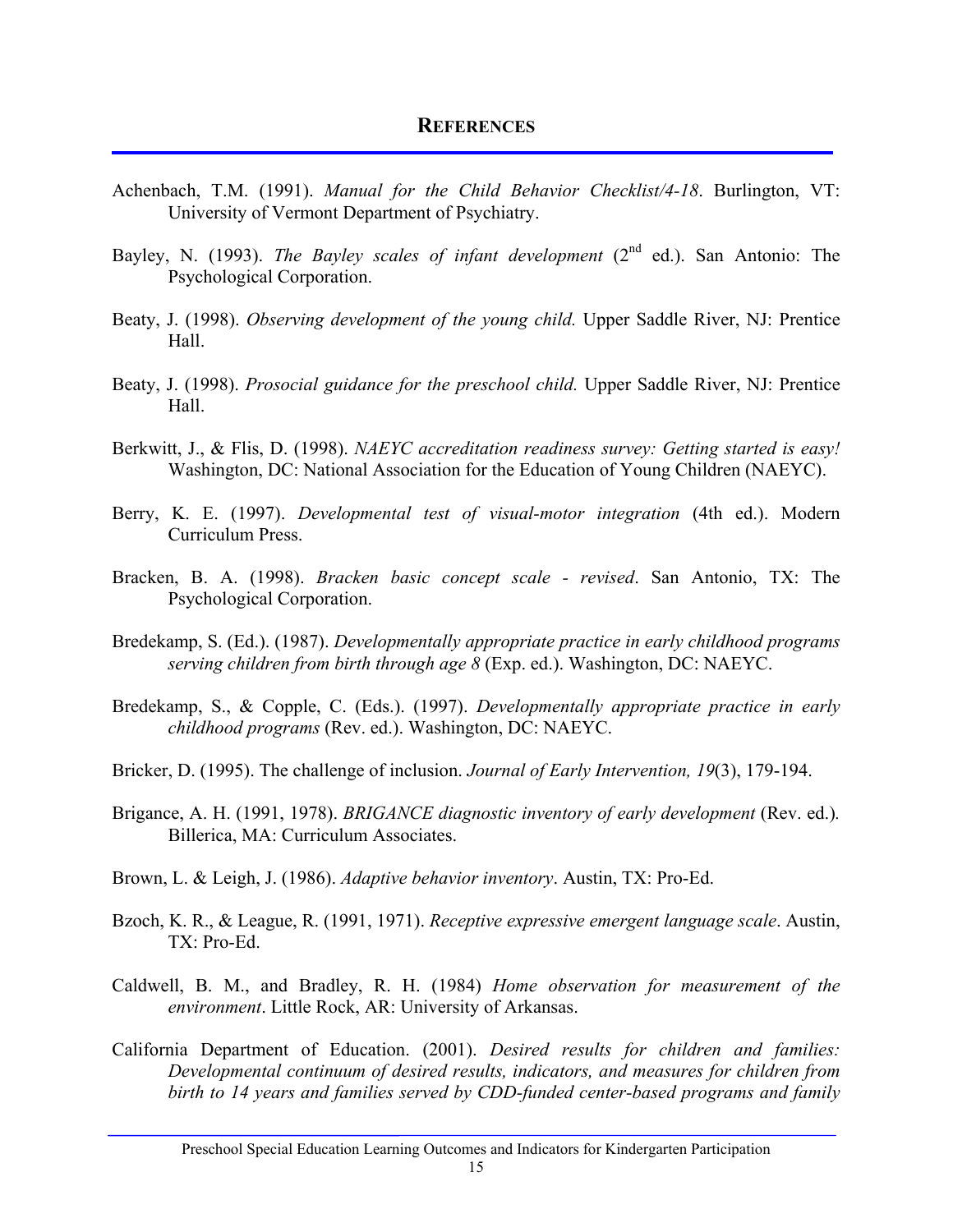## REFERENCES

Achenbach, T.M. (1991). *Manual for the Child Behavior Checklist/4-18*. Burlington, VT: University of Vermont Department of Psychiatry.

Bayley, N. (1993). *The Bayley scales of infant development* (2nd ed.). San Antonio: The Psychological Corporation.

Beaty, J. (1998). *Observing development of the young child.* Upper Saddle River, NJ: Prentice Hall.

Beaty, J. (1998). *Prosocial guidance for the preschool child.* Upper Saddle River, NJ: Prentice Hall.

Berkwitt, J., & Flis, D. (1998). *NAEYC accreditation readiness survey: Getting started is easy!* Washington, DC: National Association for the Education of Young Children (NAEYC).

Berry, K. E. (1997). *Developmental test of visual-motor integration* (4th ed.). Modern Curriculum Press.

Bracken, B. A. (1998). *Bracken basic concept scale - revised*. San Antonio, TX: The Psychological Corporation.

Bredekamp, S. (Ed.). (1987). *Developmentally appropriate practice in early childhood programs serving children from birth through age 8* (Exp. ed.). Washington, DC: NAEYC.

Bredekamp, S., & Copple, C. (Eds.). (1997). *Developmentally appropriate practice in early childhood programs* (Rev. ed.). Washington, DC: NAEYC.

Bricker, D. (1995). The challenge of inclusion. *Journal of Early Intervention, 19*(3), 179-194.

Brigance, A. H. (1991, 1978). *BRIGANCE diagnostic inventory of early development* (Rev. ed.)*.* Billerica, MA: Curriculum Associates.

Brown, L. & Leigh, J. (1986). *Adaptive behavior inventory*. Austin, TX: Pro-Ed.

Bzoch, K. R., & League, R. (1991, 1971). *Receptive expressive emergent language scale*. Austin, TX: Pro-Ed.

Caldwell, B. M., and Bradley, R. H. (1984) *Home observation for measurement of the environment*. Little Rock, AR: University of Arkansas.

California Department of Education. (2001). *Desired results for children and families: Developmental continuum of desired results, indicators, and measures for children from birth to 14 years and families served by CDD-funded center-based programs and family*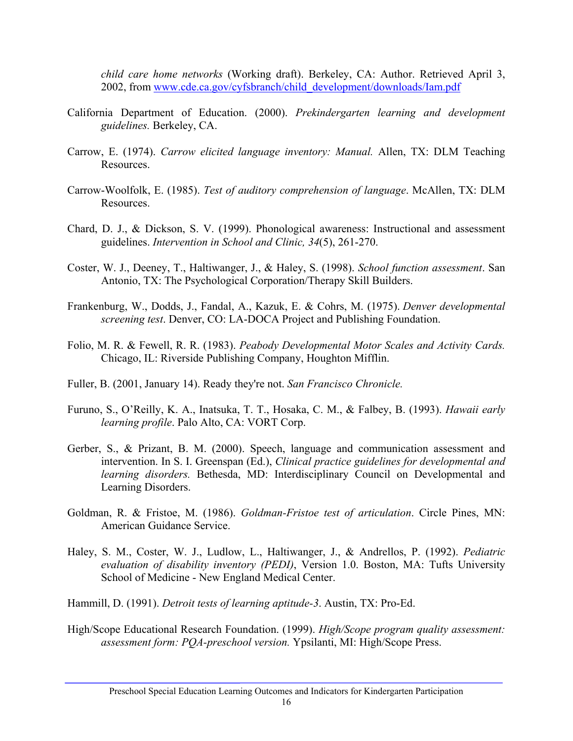*child care home networks* (Working draft). Berkeley, CA: Author. Retrieved April 3, 2002, from [www.cde.ca.gov/cyfsbranch/child_development/downloads/Iam.pdf](www.cde.ca.gov/cyfsbranch/child_development/downloads/Iam.pdf)

California Department of Education. (2000). *Prekindergarten learning and development guidelines.* Berkeley, CA.

Carrow, E. (1974). *Carrow elicited language inventory: Manual.* Allen, TX: DLM Teaching Resources.

Carrow-Woolfolk, E. (1985). *Test of auditory comprehension of language*. McAllen, TX: DLM Resources.

Chard, D. J., & Dickson, S. V. (1999). Phonological awareness: Instructional and assessment guidelines. *Intervention in School and Clinic, 34*(5), 261-270.

Coster, W. J., Deeney, T., Haltiwanger, J., & Haley, S. (1998). *School function assessment*. San Antonio, TX: The Psychological Corporation/Therapy Skill Builders.

Frankenburg, W., Dodds, J., Fandal, A., Kazuk, E. & Cohrs, M. (1975). *Denver developmental screening test*. Denver, CO: LA-DOCA Project and Publishing Foundation.

Folio, M. R. & Fewell, R. R. (1983). *Peabody Developmental Motor Scales and Activity Cards.* Chicago, IL: Riverside Publishing Company, Houghton Mifflin.

Fuller, B. (2001, January 14). Ready they're not. *San Francisco Chronicle.*

Furuno, S., O'Reilly, K. A., Inatsuka, T. T., Hosaka, C. M., & Falbey, B. (1993). *Hawaii early learning profile*. Palo Alto, CA: VORT Corp.

Gerber, S., & Prizant, B. M. (2000). Speech, language and communication assessment and intervention. In S. I. Greenspan (Ed.), *Clinical practice guidelines for developmental and learning disorders.* Bethesda, MD: Interdisciplinary Council on Developmental and Learning Disorders.

Goldman, R. & Fristoe, M. (1986). *Goldman-Fristoe test of articulation*. Circle Pines, MN: American Guidance Service.

Haley, S. M., Coster, W. J., Ludlow, L., Haltiwanger, J., & Andrellos, P. (1992). *Pediatric evaluation of disability inventory (PEDI)*, Version 1.0. Boston, MA: Tufts University School of Medicine - New England Medical Center.

Hammill, D. (1991). *Detroit tests of learning aptitude-3*. Austin, TX: Pro-Ed.

High/Scope Educational Research Foundation. (1999). *High/Scope program quality assessment: assessment form: PQA-preschool version.* Ypsilanti, MI: High/Scope Press.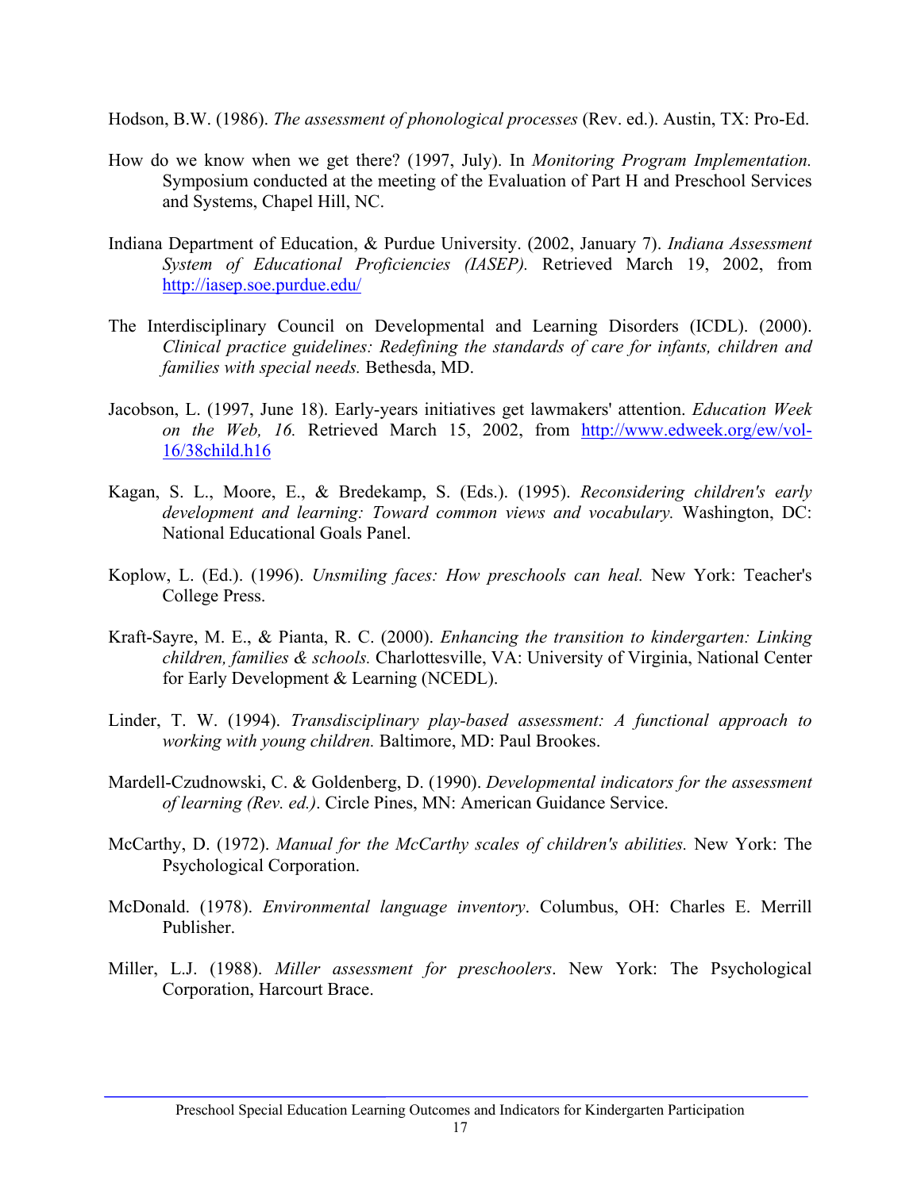Hodson, B.W. (1986). *The assessment of phonological processes* (Rev. ed.). Austin, TX: Pro-Ed.

How do we know when we get there? (1997, July). In *Monitoring Program Implementation.* Symposium conducted at the meeting of the Evaluation of Part H and Preschool Services and Systems, Chapel Hill, NC.

Indiana Department of Education, & Purdue University. (2002, January 7). *Indiana Assessment System of Educational Proficiencies (IASEP).* Retrieved March 19, 2002, from http://iasep.soe.purdue.edu/

The Interdisciplinary Council on Developmental and Learning Disorders (ICDL). (2000). *Clinical practice guidelines: Redefining the standards of care for infants, children and families with special needs.* Bethesda, MD.

Jacobson, L. (1997, June 18). Early-years initiatives get lawmakers' attention. *Education Week on the Web, 16.* Retrieved March 15, 2002, from http://www.edweek.org/ew/vol-16/38child.h16

Kagan, S. L., Moore, E., & Bredekamp, S. (Eds.). (1995). *Reconsidering children's early development and learning: Toward common views and vocabulary.* Washington, DC: National Educational Goals Panel.

Koplow, L. (Ed.). (1996). *Unsmiling faces: How preschools can heal.* New York: Teacher's College Press.

Kraft-Sayre, M. E., & Pianta, R. C. (2000). *Enhancing the transition to kindergarten: Linking children, families & schools.* Charlottesville, VA: University of Virginia, National Center for Early Development & Learning (NCEDL).

Linder, T. W. (1994). *Transdisciplinary play-based assessment: A functional approach to working with young children.* Baltimore, MD: Paul Brookes.

Mardell-Czudnowski, C. & Goldenberg, D. (1990). *Developmental indicators for the assessment of learning (Rev. ed.)*. Circle Pines, MN: American Guidance Service.

McCarthy, D. (1972). *Manual for the McCarthy scales of children's abilities.* New York: The Psychological Corporation.

McDonald. (1978). *Environmental language inventory*. Columbus, OH: Charles E. Merrill Publisher.

Miller, L.J. (1988). *Miller assessment for preschoolers*. New York: The Psychological Corporation, Harcourt Brace.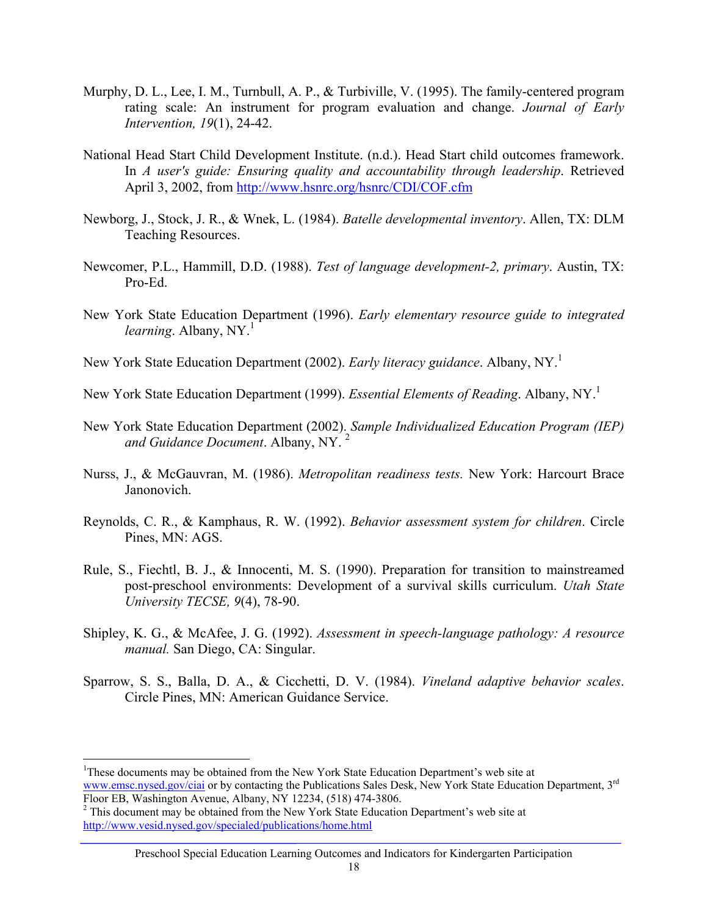Murphy, D. L., Lee, I. M., Turnbull, A. P., & Turbiville, V. (1995). The family-centered program rating scale: An instrument for program evaluation and change. *Journal of Early Intervention, 19*(1), 24-42.

National Head Start Child Development Institute. (n.d.). Head Start child outcomes framework. In *A user's guide: Ensuring quality and accountability through leadership*. Retrieved April 3, 2002, from http://www.hsnrc.org/hsnrc/CDI/COF.cfm

Newborg, J., Stock, J. R., & Wnek, L. (1984). *Batelle developmental inventory*. Allen, TX: DLM Teaching Resources.

Newcomer, P.L., Hammill, D.D. (1988). *Test of language development-2, primary*. Austin, TX: Pro-Ed.

New York State Education Department (1996). *Early elementary resource guide to integrated learning*. Albany, NY.[1]

New York State Education Department (2002). *Early literacy guidance*. Albany, NY.[1]

New York State Education Department (1999). *Essential Elements of Reading*. Albany, NY.[1]

New York State Education Department (2002). *Sample Individualized Education Program (IEP) and Guidance Document*. Albany, NY. [2]

Nurss, J., & McGauvran, M. (1986). *Metropolitan readiness tests.* New York: Harcourt Brace Janonovich.

Reynolds, C. R., & Kamphaus, R. W. (1992). *Behavior assessment system for children*. Circle Pines, MN: AGS.

Rule, S., Fiechtl, B. J., & Innocenti, M. S. (1990). Preparation for transition to mainstreamed post-preschool environments: Development of a survival skills curriculum. *Utah State University TECSE, 9*(4), 78-90.

Shipley, K. G., & McAfee, J. G. (1992). *Assessment in speech-language pathology: A resource manual.* San Diego, CA: Singular.

Sparrow, S. S., Balla, D. A., & Cicchetti, D. V. (1984). *Vineland adaptive behavior scales*. Circle Pines, MN: American Guidance Service.

---

[1] These documents may be obtained from the New York State Education Department's web site at www.emsc.nysed.gov/ciai or by contacting the Publications Sales Desk, New York State Education Department, 3rd Floor EB, Washington Avenue, Albany, NY 12234, (518) 474-3806.

[2] This document may be obtained from the New York State Education Department's web site at http://www.vesid.nysed.gov/specialed/publications/home.html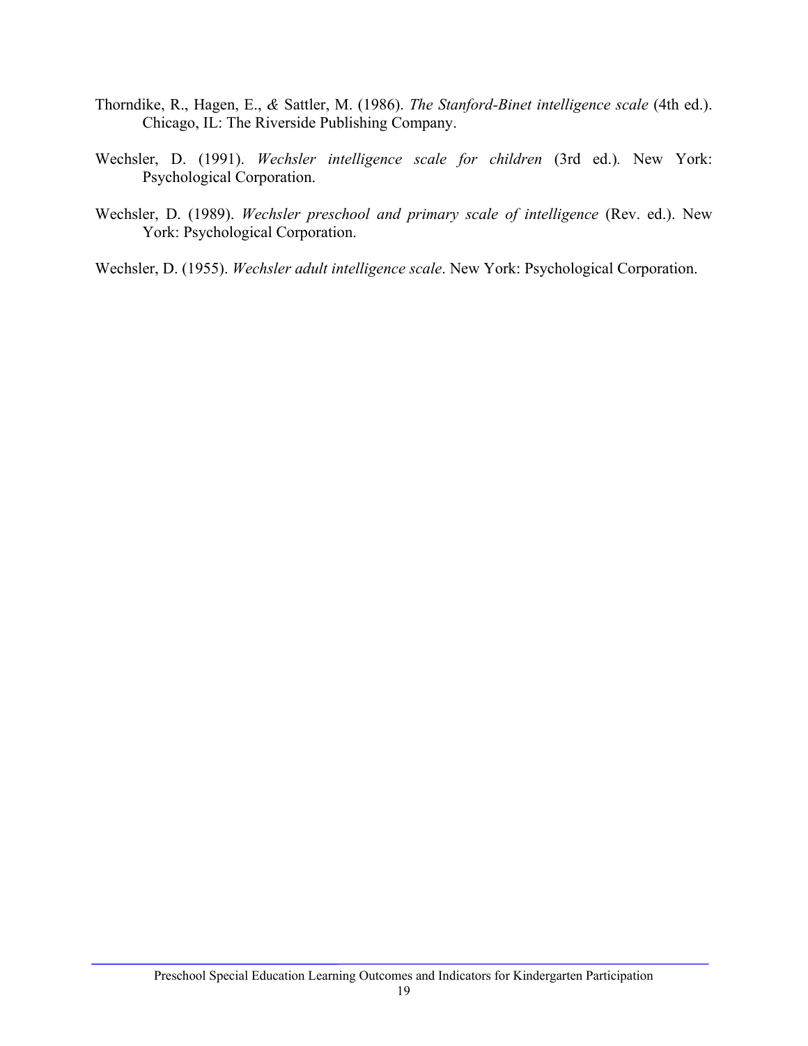Thorndike, R., Hagen, E., & Sattler, M. (1986). *The Stanford-Binet intelligence scale* (4th ed.). Chicago, IL: The Riverside Publishing Company.

Wechsler, D. (1991). *Wechsler intelligence scale for children* (3rd ed.). New York: Psychological Corporation.

Wechsler, D. (1989). *Wechsler preschool and primary scale of intelligence* (Rev. ed.). New York: Psychological Corporation.

Wechsler, D. (1955). *Wechsler adult intelligence scale*. New York: Psychological Corporation.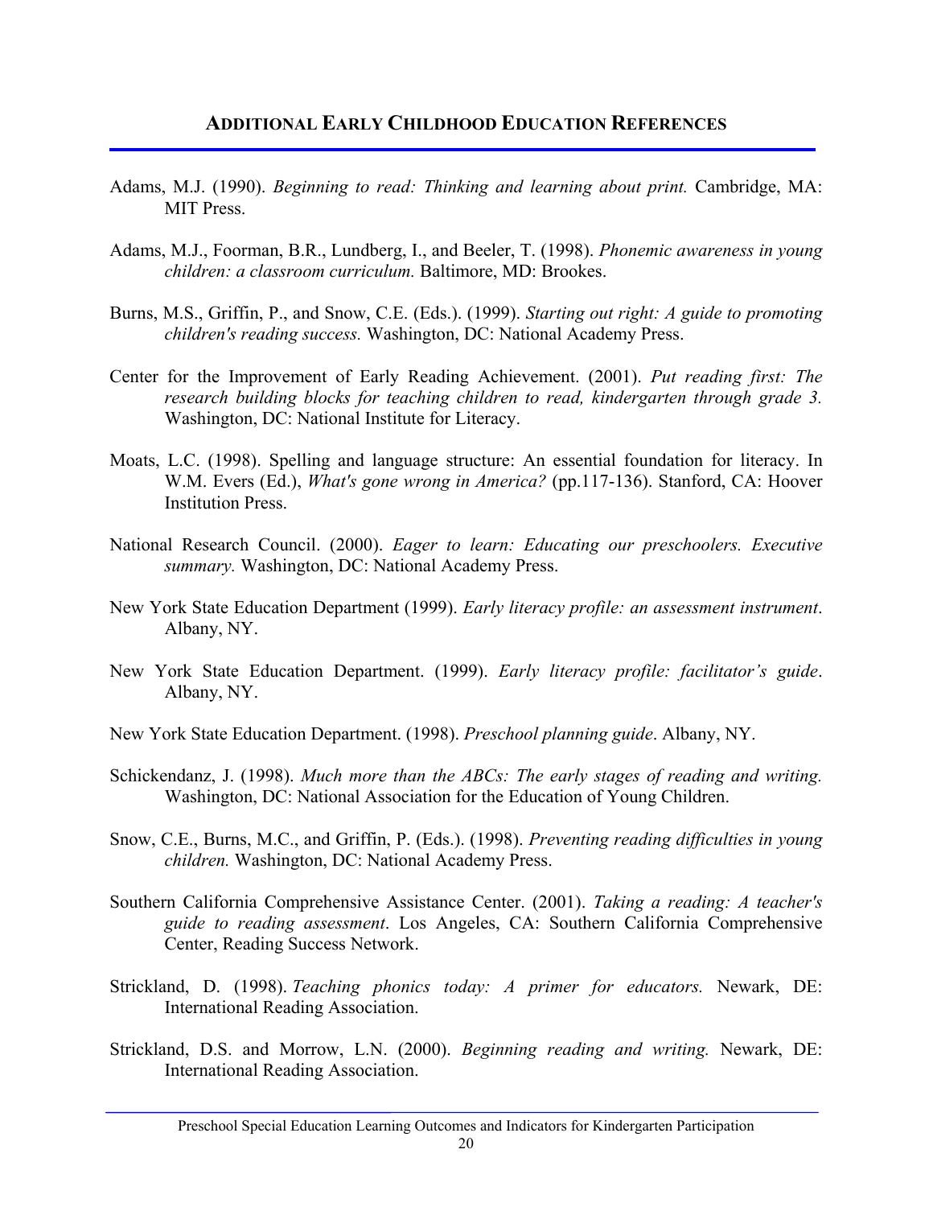## Additional Early Childhood Education References

Adams, M.J. (1990). *Beginning to read: Thinking and learning about print.* Cambridge, MA: MIT Press.

Adams, M.J., Foorman, B.R., Lundberg, I., and Beeler, T. (1998). *Phonemic awareness in young children: a classroom curriculum.* Baltimore, MD: Brookes.

Burns, M.S., Griffin, P., and Snow, C.E. (Eds.). (1999). *Starting out right: A guide to promoting children's reading success.* Washington, DC: National Academy Press.

Center for the Improvement of Early Reading Achievement. (2001). *Put reading first: The research building blocks for teaching children to read, kindergarten through grade 3.* Washington, DC: National Institute for Literacy.

Moats, L.C. (1998). Spelling and language structure: An essential foundation for literacy. In W.M. Evers (Ed.), *What's gone wrong in America?* (pp.117-136). Stanford, CA: Hoover Institution Press.

National Research Council. (2000). *Eager to learn: Educating our preschoolers. Executive summary.* Washington, DC: National Academy Press.

New York State Education Department (1999). *Early literacy profile: an assessment instrument*. Albany, NY.

New York State Education Department. (1999). *Early literacy profile: facilitator's guide*. Albany, NY.

New York State Education Department. (1998). *Preschool planning guide*. Albany, NY.

Schickendanz, J. (1998). *Much more than the ABCs: The early stages of reading and writing.* Washington, DC: National Association for the Education of Young Children.

Snow, C.E., Burns, M.C., and Griffin, P. (Eds.). (1998). *Preventing reading difficulties in young children.* Washington, DC: National Academy Press.

Southern California Comprehensive Assistance Center. (2001). *Taking a reading: A teacher's guide to reading assessment*. Los Angeles, CA: Southern California Comprehensive Center, Reading Success Network.

Strickland, D. (1998). *Teaching phonics today: A primer for educators.* Newark, DE: International Reading Association.

Strickland, D.S. and Morrow, L.N. (2000). *Beginning reading and writing.* Newark, DE: International Reading Association.